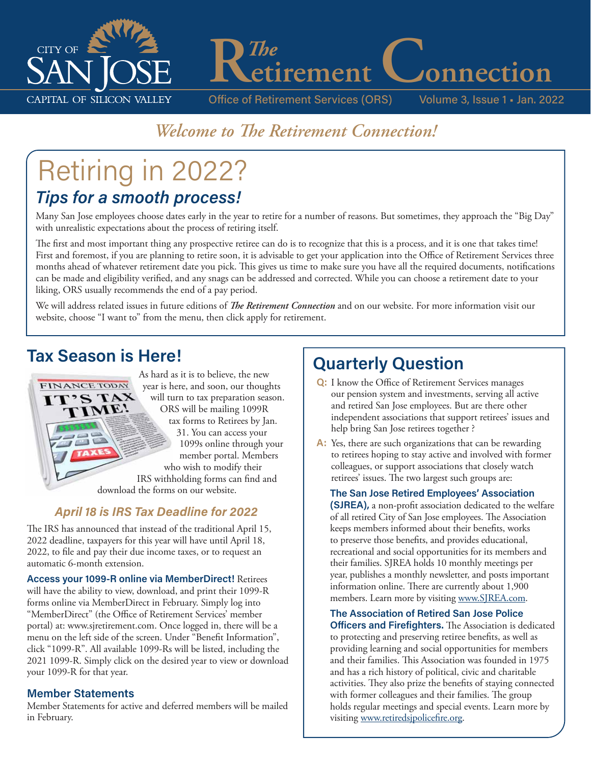# The Retirement Connection

Office of Retirement Services (ORS) Volume 3, Issue 1 • Jan. 2022

*Welcome to The Retirement Connection!*

## Retiring in 2022?

### *Tips for a smooth process!*

Many San Jose employees choose dates early in the year to retire for a number of reasons. But sometimes, they approach the "Big Day" with unrealistic expectations about the process of retiring itself.

The first and most important thing any prospective retiree can do is to recognize that this is a process, and it is one that takes time! First and foremost, if you are planning to retire soon, it is advisable to get your application into the Office of Retirement Services three months ahead of whatever retirement date you pick. This gives us time to make sure you have all the required documents, notifications can be made and eligibility verified, and any snags can be addressed and corrected. While you can choose a retirement date to your liking, ORS usually recommends the end of a pay period.

We will address related issues in future editions of ***The Retirement Connection*** and on our website. For more information visit our website, choose "I want to" from the menu, then click apply for retirement.

## Tax Season is Here!

As hard as it is to believe, the new year is here, and soon, our thoughts will turn to tax preparation season. ORS will be mailing 1099R tax forms to Retirees by Jan. 31. You can access your 1099s online through your member portal. Members who wish to modify their IRS withholding forms can find and download the forms on our website.

### *April 18 is IRS Tax Deadline for 2022*

The IRS has announced that instead of the traditional April 15, 2022 deadline, taxpayers for this year will have until April 18, 2022, to file and pay their due income taxes, or to request an automatic 6-month extension.

**Access your 1099-R online via MemberDirect!** Retirees will have the ability to view, download, and print their 1099-R forms online via MemberDirect in February. Simply log into "MemberDirect" (the Office of Retirement Services' member portal) at: www.sjretirement.com. Once logged in, there will be a menu on the left side of the screen. Under "Benefit Information", click "1099-R". All available 1099-Rs will be listed, including the 2021 1099-R. Simply click on the desired year to view or download your 1099-R for that year.

### Member Statements

Member Statements for active and deferred members will be mailed in February.

## Quarterly Question

**Q:** I know the Office of Retirement Services manages our pension system and investments, serving all active and retired San Jose employees. But are there other independent associations that support retirees' issues and help bring San Jose retirees together ?

**A:** Yes, there are such organizations that can be rewarding to retirees hoping to stay active and involved with former colleagues, or support associations that closely watch retirees' issues. The two largest such groups are:

**The San Jose Retired Employees' Association (SJREA),** a non-profit association dedicated to the welfare of all retired City of San Jose employees. The Association keeps members informed about their benefits, works to preserve those benefits, and provides educational, recreational and social opportunities for its members and their families. SJREA holds 10 monthly meetings per year, publishes a monthly newsletter, and posts important information online. There are currently about 1,900 members. Learn more by visiting www.SJREA.com.

**The Association of Retired San Jose Police Officers and Firefighters.** The Association is dedicated to protecting and preserving retiree benefits, as well as providing learning and social opportunities for members and their families. This Association was founded in 1975 and has a rich history of political, civic and charitable activities. They also prize the benefits of staying connected with former colleagues and their families. The group holds regular meetings and special events. Learn more by visiting www.retiredsjpolicefire.org.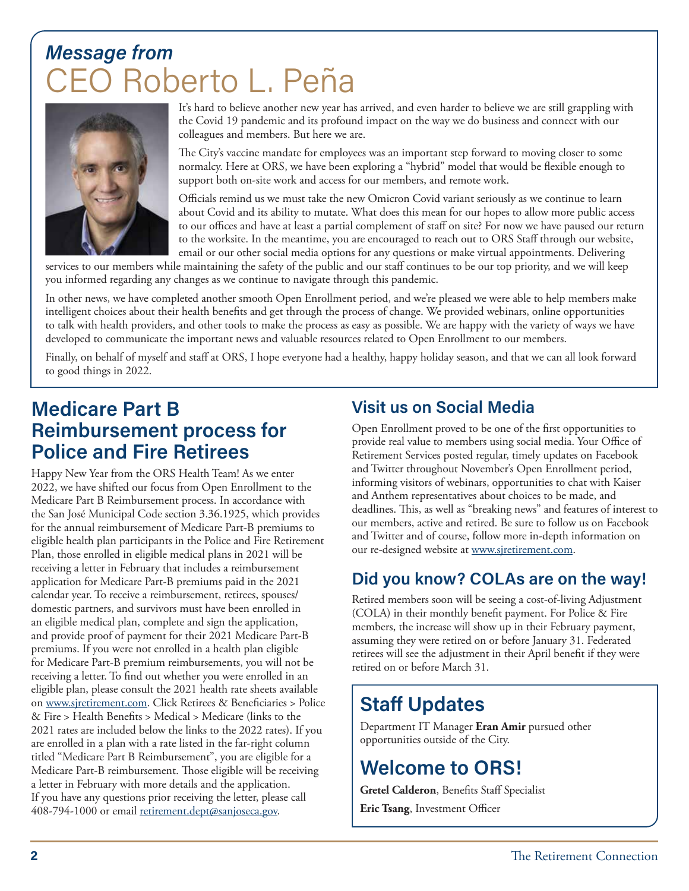## *Message from*
# CEO Roberto L. Peña

It's hard to believe another new year has arrived, and even harder to believe we are still grappling with the Covid 19 pandemic and its profound impact on the way we do business and connect with our colleagues and members. But here we are.

The City's vaccine mandate for employees was an important step forward to moving closer to some normalcy. Here at ORS, we have been exploring a "hybrid" model that would be flexible enough to support both on-site work and access for our members, and remote work.

Officials remind us we must take the new Omicron Covid variant seriously as we continue to learn about Covid and its ability to mutate. What does this mean for our hopes to allow more public access to our offices and have at least a partial complement of staff on site? For now we have paused our return to the worksite. In the meantime, you are encouraged to reach out to ORS Staff through our website, email or our other social media options for any questions or make virtual appointments. Delivering services to our members while maintaining the safety of the public and our staff continues to be our top priority, and we will keep you informed regarding any changes as we continue to navigate through this pandemic.

In other news, we have completed another smooth Open Enrollment period, and we're pleased we were able to help members make intelligent choices about their health benefits and get through the process of change. We provided webinars, online opportunities to talk with health providers, and other tools to make the process as easy as possible. We are happy with the variety of ways we have developed to communicate the important news and valuable resources related to Open Enrollment to our members.

Finally, on behalf of myself and staff at ORS, I hope everyone had a healthy, happy holiday season, and that we can all look forward to good things in 2022.

## Medicare Part B Reimbursement process for Police and Fire Retirees

Happy New Year from the ORS Health Team! As we enter 2022, we have shifted our focus from Open Enrollment to the Medicare Part B Reimbursement process. In accordance with the San José Municipal Code section 3.36.1925, which provides for the annual reimbursement of Medicare Part-B premiums to eligible health plan participants in the Police and Fire Retirement Plan, those enrolled in eligible medical plans in 2021 will be receiving a letter in February that includes a reimbursement application for Medicare Part-B premiums paid in the 2021 calendar year. To receive a reimbursement, retirees, spouses/domestic partners, and survivors must have been enrolled in an eligible medical plan, complete and sign the application, and provide proof of payment for their 2021 Medicare Part-B premiums. If you were not enrolled in a health plan eligible for Medicare Part-B premium reimbursements, you will not be receiving a letter. To find out whether you were enrolled in an eligible plan, please consult the 2021 health rate sheets available on www.sjretirement.com. Click Retirees & Beneficiaries > Police & Fire > Health Benefits > Medical > Medicare (links to the 2021 rates are included below the links to the 2022 rates). If you are enrolled in a plan with a rate listed in the far-right column titled "Medicare Part B Reimbursement", you are eligible for a Medicare Part-B reimbursement. Those eligible will be receiving a letter in February with more details and the application. If you have any questions prior receiving the letter, please call 408-794-1000 or email retirement.dept@sanjoseca.gov.

## Visit us on Social Media

Open Enrollment proved to be one of the first opportunities to provide real value to members using social media. Your Office of Retirement Services posted regular, timely updates on Facebook and Twitter throughout November's Open Enrollment period, informing visitors of webinars, opportunities to chat with Kaiser and Anthem representatives about choices to be made, and deadlines. This, as well as "breaking news" and features of interest to our members, active and retired. Be sure to follow us on Facebook and Twitter and of course, follow more in-depth information on our re-designed website at www.sjretirement.com.

## Did you know? COLAs are on the way!

Retired members soon will be seeing a cost-of-living Adjustment (COLA) in their monthly benefit payment. For Police & Fire members, the increase will show up in their February payment, assuming they were retired on or before January 31. Federated retirees will see the adjustment in their April benefit if they were retired on or before March 31.

## Staff Updates

Department IT Manager **Eran Amir** pursued other opportunities outside of the City.

## Welcome to ORS!

**Gretel Calderon**, Benefits Staff Specialist

**Eric Tsang**, Investment Officer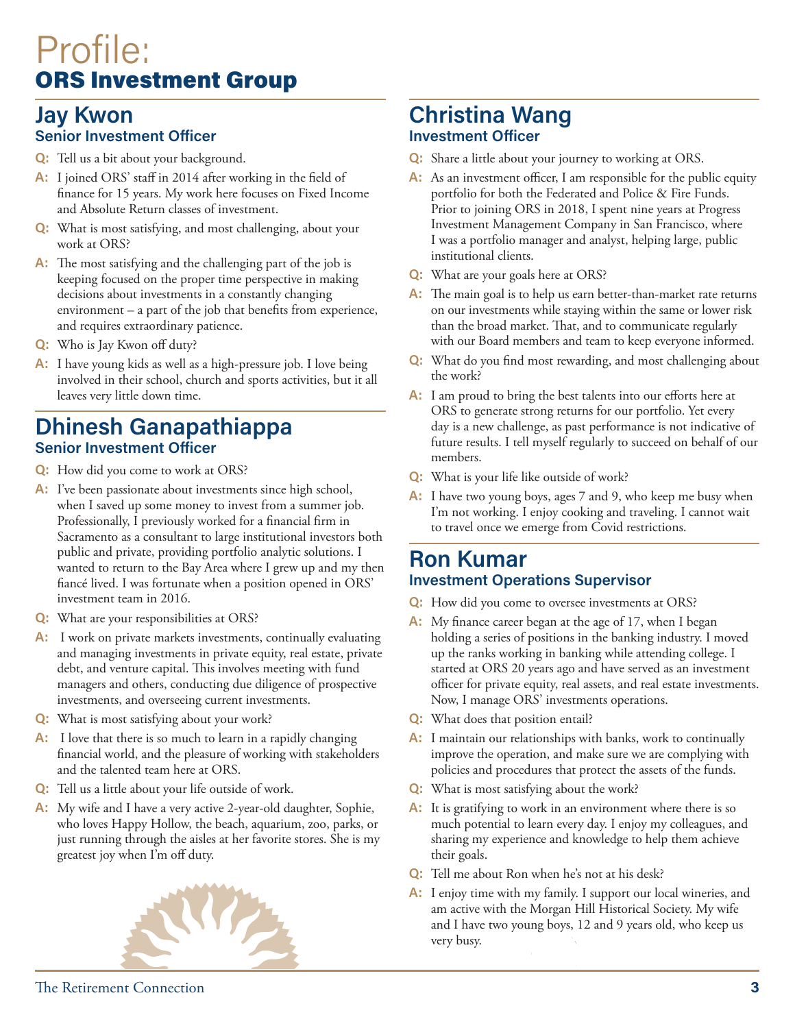# Profile:
## ORS Investment Group

### Jay Kwon
**Senior Investment Officer**

**Q:** Tell us a bit about your background.

**A:** I joined ORS' staff in 2014 after working in the field of finance for 15 years. My work here focuses on Fixed Income and Absolute Return classes of investment.

**Q:** What is most satisfying, and most challenging, about your work at ORS?

**A:** The most satisfying and the challenging part of the job is keeping focused on the proper time perspective in making decisions about investments in a constantly changing environment – a part of the job that benefits from experience, and requires extraordinary patience.

**Q:** Who is Jay Kwon off duty?

**A:** I have young kids as well as a high-pressure job. I love being involved in their school, church and sports activities, but it all leaves very little down time.

### Dhinesh Ganapathiappa
**Senior Investment Officer**

**Q:** How did you come to work at ORS?

**A:** I've been passionate about investments since high school, when I saved up some money to invest from a summer job. Professionally, I previously worked for a financial firm in Sacramento as a consultant to large institutional investors both public and private, providing portfolio analytic solutions. I wanted to return to the Bay Area where I grew up and my then fiancé lived. I was fortunate when a position opened in ORS' investment team in 2016.

**Q:** What are your responsibilities at ORS?

**A:** I work on private markets investments, continually evaluating and managing investments in private equity, real estate, private debt, and venture capital. This involves meeting with fund managers and others, conducting due diligence of prospective investments, and overseeing current investments.

**Q:** What is most satisfying about your work?

**A:** I love that there is so much to learn in a rapidly changing financial world, and the pleasure of working with stakeholders and the talented team here at ORS.

**Q:** Tell us a little about your life outside of work.

**A:** My wife and I have a very active 2-year-old daughter, Sophie, who loves Happy Hollow, the beach, aquarium, zoo, parks, or just running through the aisles at her favorite stores. She is my greatest joy when I'm off duty.

### Christina Wang
**Investment Officer**

**Q:** Share a little about your journey to working at ORS.

**A:** As an investment officer, I am responsible for the public equity portfolio for both the Federated and Police & Fire Funds. Prior to joining ORS in 2018, I spent nine years at Progress Investment Management Company in San Francisco, where I was a portfolio manager and analyst, helping large, public institutional clients.

**Q:** What are your goals here at ORS?

**A:** The main goal is to help us earn better-than-market rate returns on our investments while staying within the same or lower risk than the broad market. That, and to communicate regularly with our Board members and team to keep everyone informed.

**Q:** What do you find most rewarding, and most challenging about the work?

**A:** I am proud to bring the best talents into our efforts here at ORS to generate strong returns for our portfolio. Yet every day is a new challenge, as past performance is not indicative of future results. I tell myself regularly to succeed on behalf of our members.

**Q:** What is your life like outside of work?

**A:** I have two young boys, ages 7 and 9, who keep me busy when I'm not working. I enjoy cooking and traveling. I cannot wait to travel once we emerge from Covid restrictions.

### Ron Kumar
**Investment Operations Supervisor**

**Q:** How did you come to oversee investments at ORS?

**A:** My finance career began at the age of 17, when I began holding a series of positions in the banking industry. I moved up the ranks working in banking while attending college. I started at ORS 20 years ago and have served as an investment officer for private equity, real assets, and real estate investments. Now, I manage ORS' investments operations.

**Q:** What does that position entail?

**A:** I maintain our relationships with banks, work to continually improve the operation, and make sure we are complying with policies and procedures that protect the assets of the funds.

**Q:** What is most satisfying about the work?

**A:** It is gratifying to work in an environment where there is so much potential to learn every day. I enjoy my colleagues, and sharing my experience and knowledge to help them achieve their goals.

**Q:** Tell me about Ron when he's not at his desk?

**A:** I enjoy time with my family. I support our local wineries, and am active with the Morgan Hill Historical Society. My wife and I have two young boys, 12 and 9 years old, who keep us very busy.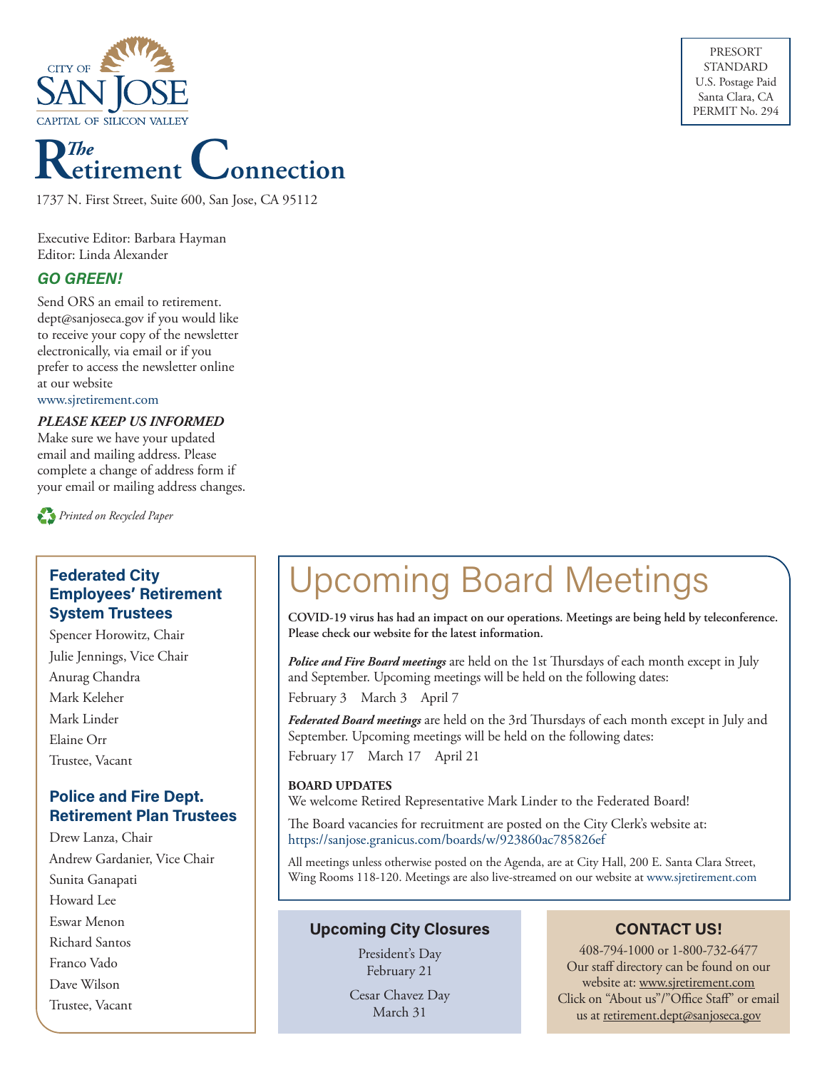CITY OF SAN JOSE
CAPITAL OF SILICON VALLEY

PRESORT
STANDARD
U.S. Postage Paid
Santa Clara, CA
PERMIT No. 294

# The Retirement Connection

1737 N. First Street, Suite 600, San Jose, CA 95112

Executive Editor: Barbara Hayman
Editor: Linda Alexander

***GO GREEN!***

Send ORS an email to retirement.dept@sanjoseca.gov if you would like to receive your copy of the newsletter electronically, via email or if you prefer to access the newsletter online at our website www.sjretirement.com

***PLEASE KEEP US INFORMED***

Make sure we have your updated email and mailing address. Please complete a change of address form if your email or mailing address changes.

*Printed on Recycled Paper*

## Federated City Employees' Retirement System Trustees

Spencer Horowitz, Chair
Julie Jennings, Vice Chair
Anurag Chandra
Mark Keleher
Mark Linder
Elaine Orr
Trustee, Vacant

## Police and Fire Dept. Retirement Plan Trustees

Drew Lanza, Chair
Andrew Gardanier, Vice Chair
Sunita Ganapati
Howard Lee
Eswar Menon
Richard Santos
Franco Vado
Dave Wilson
Trustee, Vacant

# Upcoming Board Meetings

**COVID-19 virus has had an impact on our operations. Meetings are being held by teleconference. Please check our website for the latest information.**

***Police and Fire Board meetings*** are held on the 1st Thursdays of each month except in July and September. Upcoming meetings will be held on the following dates:

February 3 March 3 April 7

***Federated Board meetings*** are held on the 3rd Thursdays of each month except in July and September. Upcoming meetings will be held on the following dates:

February 17 March 17 April 21

**BOARD UPDATES**

We welcome Retired Representative Mark Linder to the Federated Board!

The Board vacancies for recruitment are posted on the City Clerk's website at: https://sanjose.granicus.com/boards/w/923860ac785826ef

All meetings unless otherwise posted on the Agenda, are at City Hall, 200 E. Santa Clara Street, Wing Rooms 118-120. Meetings are also live-streamed on our website at www.sjretirement.com

## Upcoming City Closures

President's Day
February 21

Cesar Chavez Day
March 31

## CONTACT US!

408-794-1000 or 1-800-732-6477
Our staff directory can be found on our website at: www.sjretirement.com
Click on "About us"/"Office Staff" or email us at retirement.dept@sanjoseca.gov